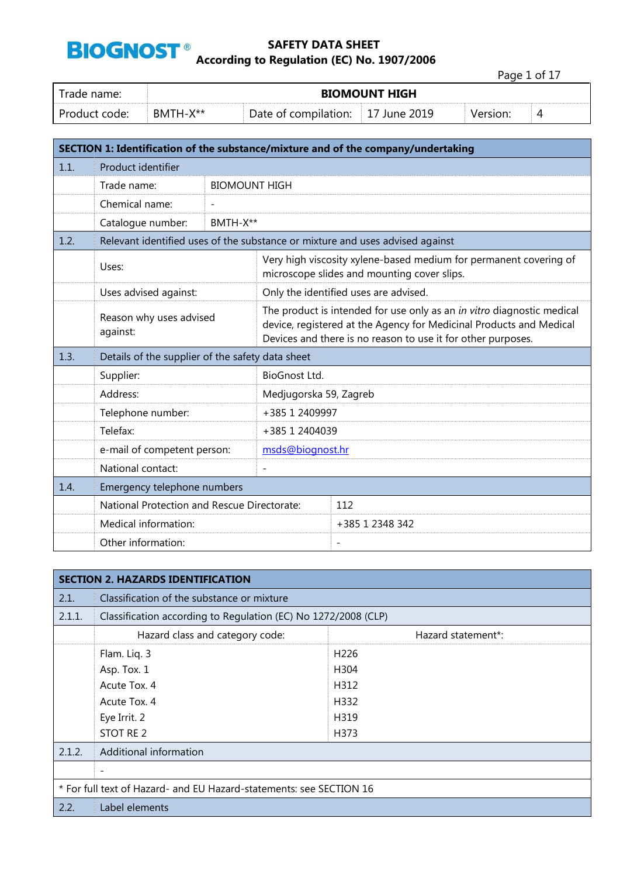**BIOGNOST®**

# SAFETY DATA SHEET
## According to Regulation (EC) No. 1907/2006

| Trade name: | BIOMOUNT HIGH | | | | |
|---|---|---|---|---|---|
| Product code: | BMTH-X** | Date of compilation: | 17 June 2019 | Version: | 4 |

| SECTION 1: Identification of the substance/mixture and of the company/undertaking | | |
|---|---|---|
| 1.1. | Product identifier | |
| | Trade name: | BIOMOUNT HIGH |
| | Chemical name: | - |
| | Catalogue number: | BMTH-X** |
| 1.2. | Relevant identified uses of the substance or mixture and uses advised against | |
| | Uses: | Very high viscosity xylene-based medium for permanent covering of microscope slides and mounting cover slips. |
| | Uses advised against: | Only the identified uses are advised. |
| | Reason why uses advised against: | The product is intended for use only as an *in vitro* diagnostic medical device, registered at the Agency for Medicinal Products and Medical Devices and there is no reason to use it for other purposes. |
| 1.3. | Details of the supplier of the safety data sheet | |
| | Supplier: | BioGnost Ltd. |
| | Address: | Medjugorska 59, Zagreb |
| | Telephone number: | +385 1 2409997 |
| | Telefax: | +385 1 2404039 |
| | e-mail of competent person: | msds@biognost.hr |
| | National contact: | - |
| 1.4. | Emergency telephone numbers | |
| | National Protection and Rescue Directorate: | 112 |
| | Medical information: | +385 1 2348 342 |
| | Other information: | - |

| SECTION 2. HAZARDS IDENTIFICATION | | |
|---|---|---|
| 2.1. | Classification of the substance or mixture | |
| 2.1.1. | Classification according to Regulation (EC) No 1272/2008 (CLP) | |
| | Hazard class and category code: | Hazard statement*: |
| | Flam. Liq. 3 | H226 |
| | Asp. Tox. 1 | H304 |
| | Acute Tox. 4 | H312 |
| | Acute Tox. 4 | H332 |
| | Eye Irrit. 2 | H319 |
| | STOT RE 2 | H373 |
| 2.1.2. | Additional information | |
| | - | |
| * For full text of Hazard- and EU Hazard-statements: see SECTION 16 | | |
| 2.2. | Label elements | |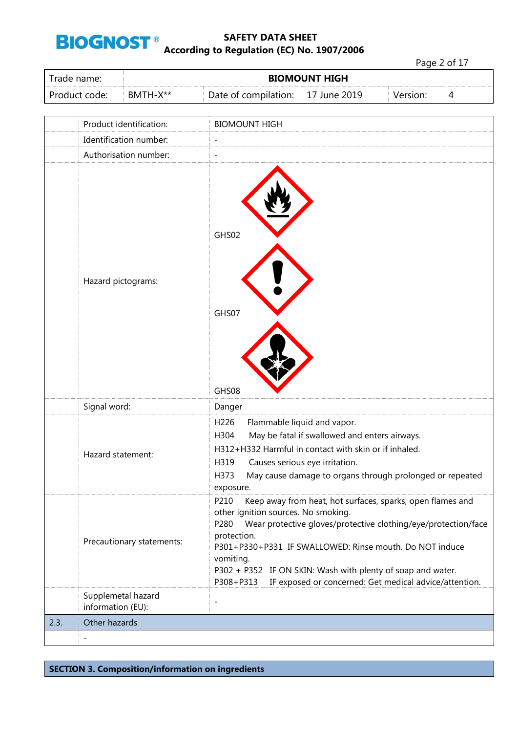| Trade name: | BIOMOUNT HIGH | | | | |
|---|---|---|---|---|---|
| Product code: | BMTH-X** | Date of compilation: | 17 June 2019 | Version: | 4 |

| | | |
|---|---|---|
| | Product identification: | BIOMOUNT HIGH |
| | Identification number: | - |
| | Authorisation number: | - |
| | Hazard pictograms: | GHS02<br>GHS07<br>GHS08 |
| | Signal word: | Danger |
| | Hazard statement: | H226 Flammable liquid and vapor.<br>H304 May be fatal if swallowed and enters airways.<br>H312+H332 Harmful in contact with skin or if inhaled.<br>H319 Causes serious eye irritation.<br>H373 May cause damage to organs through prolonged or repeated exposure. |
| | Precautionary statements: | P210 Keep away from heat, hot surfaces, sparks, open flames and other ignition sources. No smoking.<br>P280 Wear protective gloves/protective clothing/eye/protection/face protection.<br>P301+P330+P331 IF SWALLOWED: Rinse mouth. Do NOT induce vomiting.<br>P302 + P352 IF ON SKIN: Wash with plenty of soap and water.<br>P308+P313 IF exposed or concerned: Get medical advice/attention. |
| | Supplemetal hazard information (EU): | - |
| 2.3. | Other hazards | |
| | - | |

## SECTION 3. Composition/information on ingredients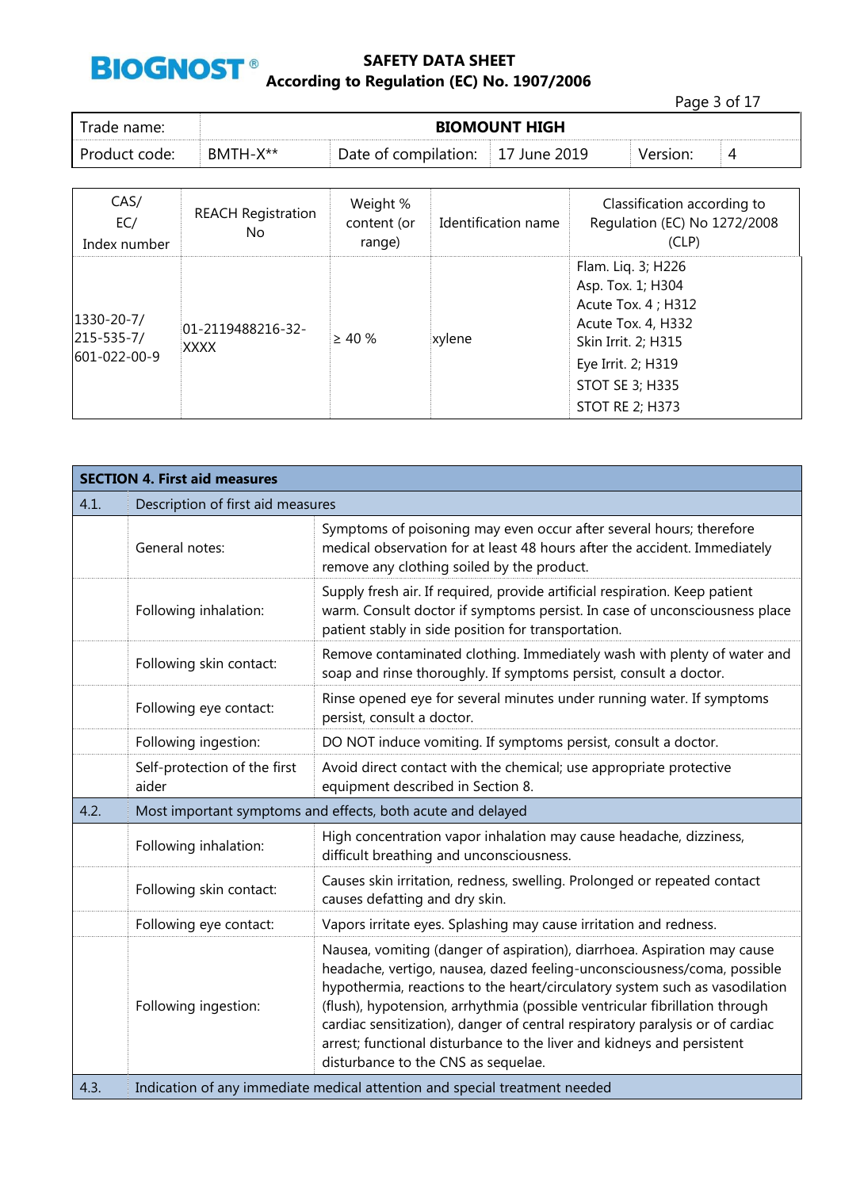| CAS/<br>EC/<br>Index number | REACH Registration No | Weight % content (or range) | Identification name | Classification according to Regulation (EC) No 1272/2008 (CLP) |
|---|---|---|---|---|
| 1330-20-7/<br>215-535-7/<br>601-022-00-9 | 01-2119488216-32-XXXX | ≥ 40 % | xylene | Flam. Liq. 3; H226<br>Asp. Tox. 1; H304<br>Acute Tox. 4 ; H312<br>Acute Tox. 4, H332<br>Skin Irrit. 2; H315<br>Eye Irrit. 2; H319<br>STOT SE 3; H335<br>STOT RE 2; H373 |

## SECTION 4. First aid measures

### 4.1. Description of first aid measures

| | |
|---|---|
| General notes: | Symptoms of poisoning may even occur after several hours; therefore medical observation for at least 48 hours after the accident. Immediately remove any clothing soiled by the product. |
| Following inhalation: | Supply fresh air. If required, provide artificial respiration. Keep patient warm. Consult doctor if symptoms persist. In case of unconsciousness place patient stably in side position for transportation. |
| Following skin contact: | Remove contaminated clothing. Immediately wash with plenty of water and soap and rinse thoroughly. If symptoms persist, consult a doctor. |
| Following eye contact: | Rinse opened eye for several minutes under running water. If symptoms persist, consult a doctor. |
| Following ingestion: | DO NOT induce vomiting. If symptoms persist, consult a doctor. |
| Self-protection of the first aider | Avoid direct contact with the chemical; use appropriate protective equipment described in Section 8. |

### 4.2. Most important symptoms and effects, both acute and delayed

| | |
|---|---|
| Following inhalation: | High concentration vapor inhalation may cause headache, dizziness, difficult breathing and unconsciousness. |
| Following skin contact: | Causes skin irritation, redness, swelling. Prolonged or repeated contact causes defatting and dry skin. |
| Following eye contact: | Vapors irritate eyes. Splashing may cause irritation and redness. |
| Following ingestion: | Nausea, vomiting (danger of aspiration), diarrhoea. Aspiration may cause headache, vertigo, nausea, dazed feeling-unconsciousness/coma, possible hypothermia, reactions to the heart/circulatory system such as vasodilation (flush), hypotension, arrhythmia (possible ventricular fibrillation through cardiac sensitization), danger of central respiratory paralysis or of cardiac arrest; functional disturbance to the liver and kidneys and persistent disturbance to the CNS as sequelae. |

### 4.3. Indication of any immediate medical attention and special treatment needed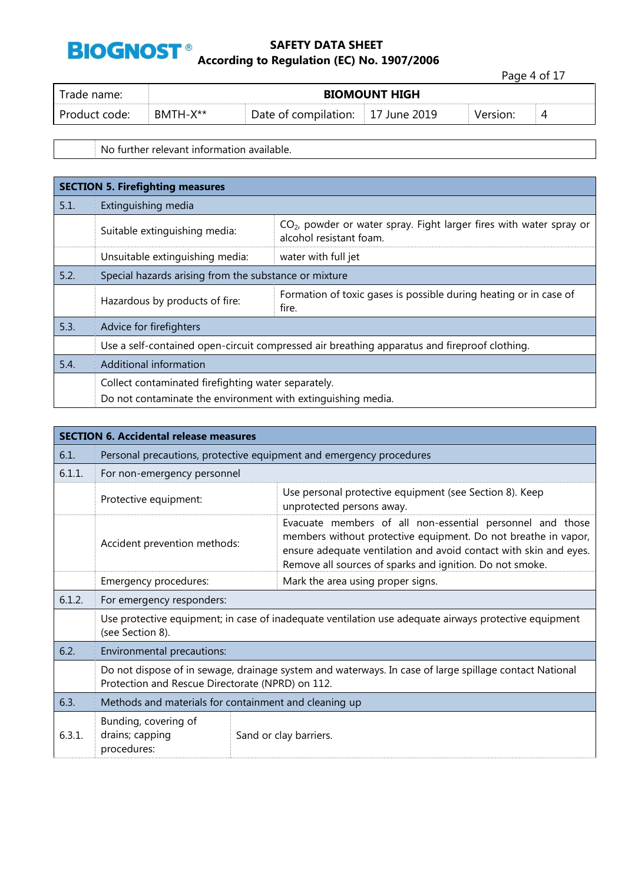| | No further relevant information available. |
|---|---|

| **SECTION 5. Firefighting measures** | | |
|---|---|---|
| 5.1. | Extinguishing media | |
| | Suitable extinguishing media: | $CO_2$, powder or water spray. Fight larger fires with water spray or alcohol resistant foam. |
| | Unsuitable extinguishing media: | water with full jet |
| 5.2. | Special hazards arising from the substance or mixture | |
| | Hazardous by products of fire: | Formation of toxic gases is possible during heating or in case of fire. |
| 5.3. | Advice for firefighters | |
| | Use a self-contained open-circuit compressed air breathing apparatus and fireproof clothing. | |
| 5.4. | Additional information | |
| | Collect contaminated firefighting water separately.<br>Do not contaminate the environment with extinguishing media. | |

| **SECTION 6. Accidental release measures** | | |
|---|---|---|
| 6.1. | Personal precautions, protective equipment and emergency procedures | |
| 6.1.1. | For non-emergency personnel | |
| | Protective equipment: | Use personal protective equipment (see Section 8). Keep unprotected persons away. |
| | Accident prevention methods: | Evacuate members of all non-essential personnel and those members without protective equipment. Do not breathe in vapor, ensure adequate ventilation and avoid contact with skin and eyes. Remove all sources of sparks and ignition. Do not smoke. |
| | Emergency procedures: | Mark the area using proper signs. |
| 6.1.2. | For emergency responders: | |
| | Use protective equipment; in case of inadequate ventilation use adequate airways protective equipment (see Section 8). | |
| 6.2. | Environmental precautions: | |
| | Do not dispose of in sewage, drainage system and waterways. In case of large spillage contact National Protection and Rescue Directorate (NPRD) on 112. | |
| 6.3. | Methods and materials for containment and cleaning up | |
| 6.3.1. | Bunding, covering of drains; capping procedures: | Sand or clay barriers. |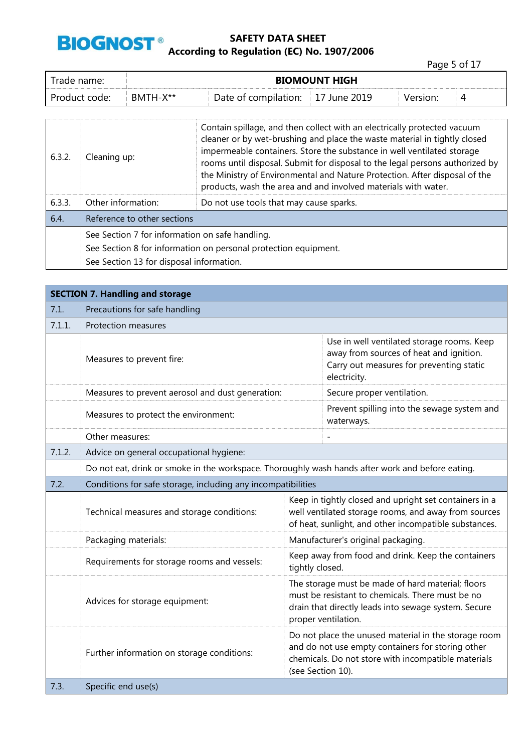| Trade name: | BIOMOUNT HIGH | | | | |
|---|---|---|---|---|---|
| Product code: | BMTH-X** | Date of compilation: | 17 June 2019 | Version: | 4 |

| | | |
|---|---|---|
| 6.3.2. | Cleaning up: | Contain spillage, and then collect with an electrically protected vacuum cleaner or by wet-brushing and place the waste material in tightly closed impermeable containers. Store the substance in well ventilated storage rooms until disposal. Submit for disposal to the legal persons authorized by the Ministry of Environmental and Nature Protection. After disposal of the products, wash the area and involved materials with water. |
| 6.3.3. | Other information: | Do not use tools that may cause sparks. |
| 6.4. | Reference to other sections | |
| | See Section 7 for information on safe handling.<br>See Section 8 for information on personal protection equipment.<br>See Section 13 for disposal information. | |

## SECTION 7. Handling and storage

| | | |
|---|---|---|
| 7.1. | Precautions for safe handling | |
| 7.1.1. | Protection measures | |
| | Measures to prevent fire: | Use in well ventilated storage rooms. Keep away from sources of heat and ignition. Carry out measures for preventing static electricity. |
| | Measures to prevent aerosol and dust generation: | Secure proper ventilation. |
| | Measures to protect the environment: | Prevent spilling into the sewage system and waterways. |
| | Other measures: | - |
| 7.1.2. | Advice on general occupational hygiene: | |
| | Do not eat, drink or smoke in the workspace. Thoroughly wash hands after work and before eating. | |
| 7.2. | Conditions for safe storage, including any incompatibilities | |
| | Technical measures and storage conditions: | Keep in tightly closed and upright set containers in a well ventilated storage rooms, and away from sources of heat, sunlight, and other incompatible substances. |
| | Packaging materials: | Manufacturer's original packaging. |
| | Requirements for storage rooms and vessels: | Keep away from food and drink. Keep the containers tightly closed. |
| | Advices for storage equipment: | The storage must be made of hard material; floors must be resistant to chemicals. There must be no drain that directly leads into sewage system. Secure proper ventilation. |
| | Further information on storage conditions: | Do not place the unused material in the storage room and do not use empty containers for storing other chemicals. Do not store with incompatible materials (see Section 10). |
| 7.3. | Specific end use(s) | |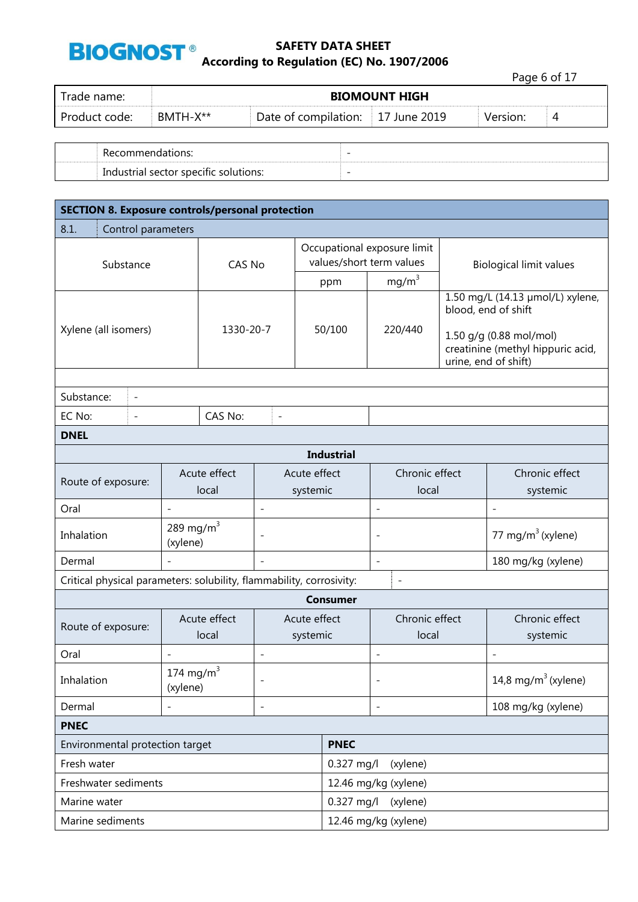| Trade name: | BIOMOUNT HIGH | | | | |
|---|---|---|---|---|---|
| Product code: | BMTH-X** | Date of compilation: | 17 June 2019 | Version: | 4 |

| | Recommendations: | - |
|---|---|---|
| | Industrial sector specific solutions: | - |

## SECTION 8. Exposure controls/personal protection

### 8.1. Control parameters

| Substance | CAS No | Occupational exposure limit values/short term values | | Biological limit values |
|---|---|---|---|---|
| | | ppm | $mg/m^3$ | |
| Xylene (all isomers) | 1330-20-7 | 50/100 | 220/440 | 1.50 mg/L (14.13 μmol/L) xylene, blood, end of shift<br><br>1.50 g/g (0.88 mol/mol) creatinine (methyl hippuric acid, urine, end of shift) |

| Substance: | - | | |
|---|---|---|---|
| EC No: | - | CAS No: | - |

**DNEL**

**Industrial**

| Route of exposure: | Acute effect local | Acute effect systemic | Chronic effect local | Chronic effect systemic |
|---|---|---|---|---|
| Oral | - | - | - | - |
| Inhalation | 289 $mg/m^3$ (xylene) | - | - | 77 $mg/m^3$ (xylene) |
| Dermal | - | - | - | 180 mg/kg (xylene) |

Critical physical parameters: solubility, flammability, corrosivity: -

**Consumer**

| Route of exposure: | Acute effect local | Acute effect systemic | Chronic effect local | Chronic effect systemic |
|---|---|---|---|---|
| Oral | - | - | - | - |
| Inhalation | 174 $mg/m^3$ (xylene) | - | - | 14,8 $mg/m^3$ (xylene) |
| Dermal | - | - | - | 108 mg/kg (xylene) |

**PNEC**

| Environmental protection target | PNEC |
|---|---|
| Fresh water | 0.327 mg/l (xylene) |
| Freshwater sediments | 12.46 mg/kg (xylene) |
| Marine water | 0.327 mg/l (xylene) |
| Marine sediments | 12.46 mg/kg (xylene) |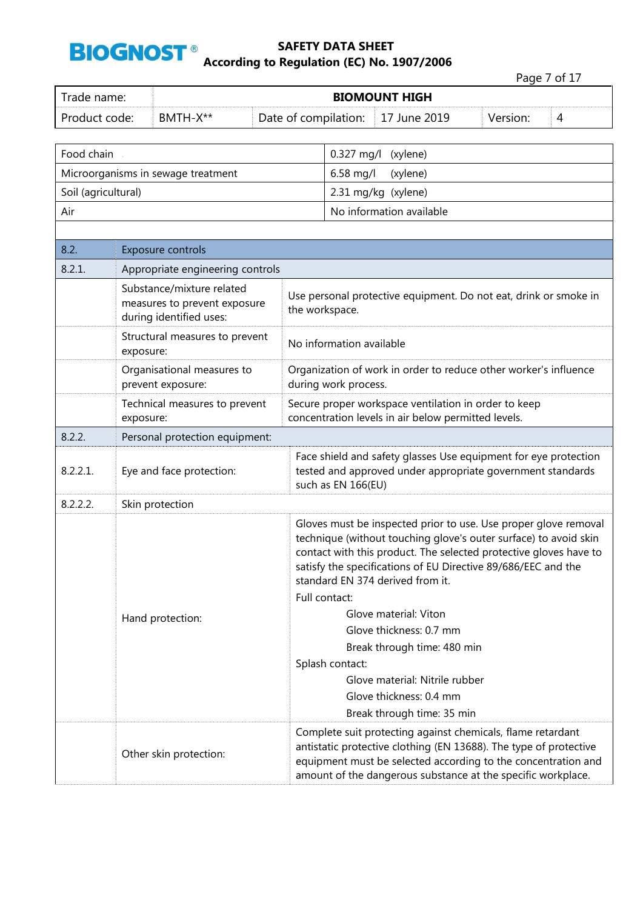| | |
|---|---|
| Food chain | 0.327 mg/l (xylene) |
| Microorganisms in sewage treatment | 6.58 mg/l (xylene) |
| Soil (agricultural) | 2.31 mg/kg (xylene) |
| Air | No information available |

| | | |
|---|---|---|
| 8.2. | Exposure controls | |
| 8.2.1. | Appropriate engineering controls | |
| | Substance/mixture related measures to prevent exposure during identified uses: | Use personal protective equipment. Do not eat, drink or smoke in the workspace. |
| | Structural measures to prevent exposure: | No information available |
| | Organisational measures to prevent exposure: | Organization of work in order to reduce other worker's influence during work process. |
| | Technical measures to prevent exposure: | Secure proper workspace ventilation in order to keep concentration levels in air below permitted levels. |
| 8.2.2. | Personal protection equipment: | |
| 8.2.2.1. | Eye and face protection: | Face shield and safety glasses Use equipment for eye protection tested and approved under appropriate government standards such as EN 166(EU) |
| 8.2.2.2. | Skin protection | |
| | Hand protection: | Gloves must be inspected prior to use. Use proper glove removal technique (without touching glove's outer surface) to avoid skin contact with this product. The selected protective gloves have to satisfy the specifications of EU Directive 89/686/EEC and the standard EN 374 derived from it.<br>Full contact:<br>Glove material: Viton<br>Glove thickness: 0.7 mm<br>Break through time: 480 min<br>Splash contact:<br>Glove material: Nitrile rubber<br>Glove thickness: 0.4 mm<br>Break through time: 35 min |
| | Other skin protection: | Complete suit protecting against chemicals, flame retardant antistatic protective clothing (EN 13688). The type of protective equipment must be selected according to the concentration and amount of the dangerous substance at the specific workplace. |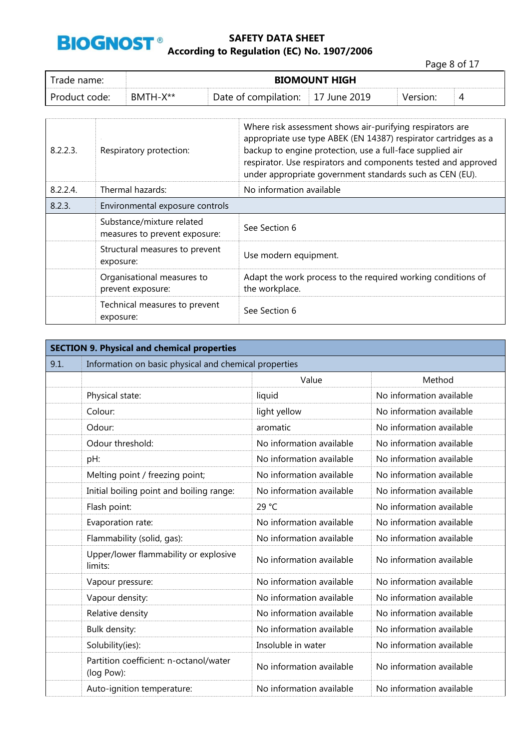| Trade name: | BIOMOUNT HIGH | | | | |
|---|---|---|---|---|---|
| Product code: | BMTH-X** | Date of compilation: | 17 June 2019 | Version: | 4 |

| | | |
|---|---|---|
| 8.2.2.3. | Respiratory protection: | Where risk assessment shows air-purifying respirators are appropriate use type ABEK (EN 14387) respirator cartridges as a backup to engine protection, use a full-face supplied air respirator. Use respirators and components tested and approved under appropriate government standards such as CEN (EU). |
| 8.2.2.4. | Thermal hazards: | No information available |
| 8.2.3. | Environmental exposure controls | |
| | Substance/mixture related measures to prevent exposure: | See Section 6 |
| | Structural measures to prevent exposure: | Use modern equipment. |
| | Organisational measures to prevent exposure: | Adapt the work process to the required working conditions of the workplace. |
| | Technical measures to prevent exposure: | See Section 6 |

## SECTION 9. Physical and chemical properties

| 9.1. | Information on basic physical and chemical properties | | |
|---|---|---|---|
| | | Value | Method |
| | Physical state: | liquid | No information available |
| | Colour: | light yellow | No information available |
| | Odour: | aromatic | No information available |
| | Odour threshold: | No information available | No information available |
| | pH: | No information available | No information available |
| | Melting point / freezing point; | No information available | No information available |
| | Initial boiling point and boiling range: | No information available | No information available |
| | Flash point: | 29 °C | No information available |
| | Evaporation rate: | No information available | No information available |
| | Flammability (solid, gas): | No information available | No information available |
| | Upper/lower flammability or explosive limits: | No information available | No information available |
| | Vapour pressure: | No information available | No information available |
| | Vapour density: | No information available | No information available |
| | Relative density | No information available | No information available |
| | Bulk density: | No information available | No information available |
| | Solubility(ies): | Insoluble in water | No information available |
| | Partition coefficient: n-octanol/water (log Pow): | No information available | No information available |
| | Auto-ignition temperature: | No information available | No information available |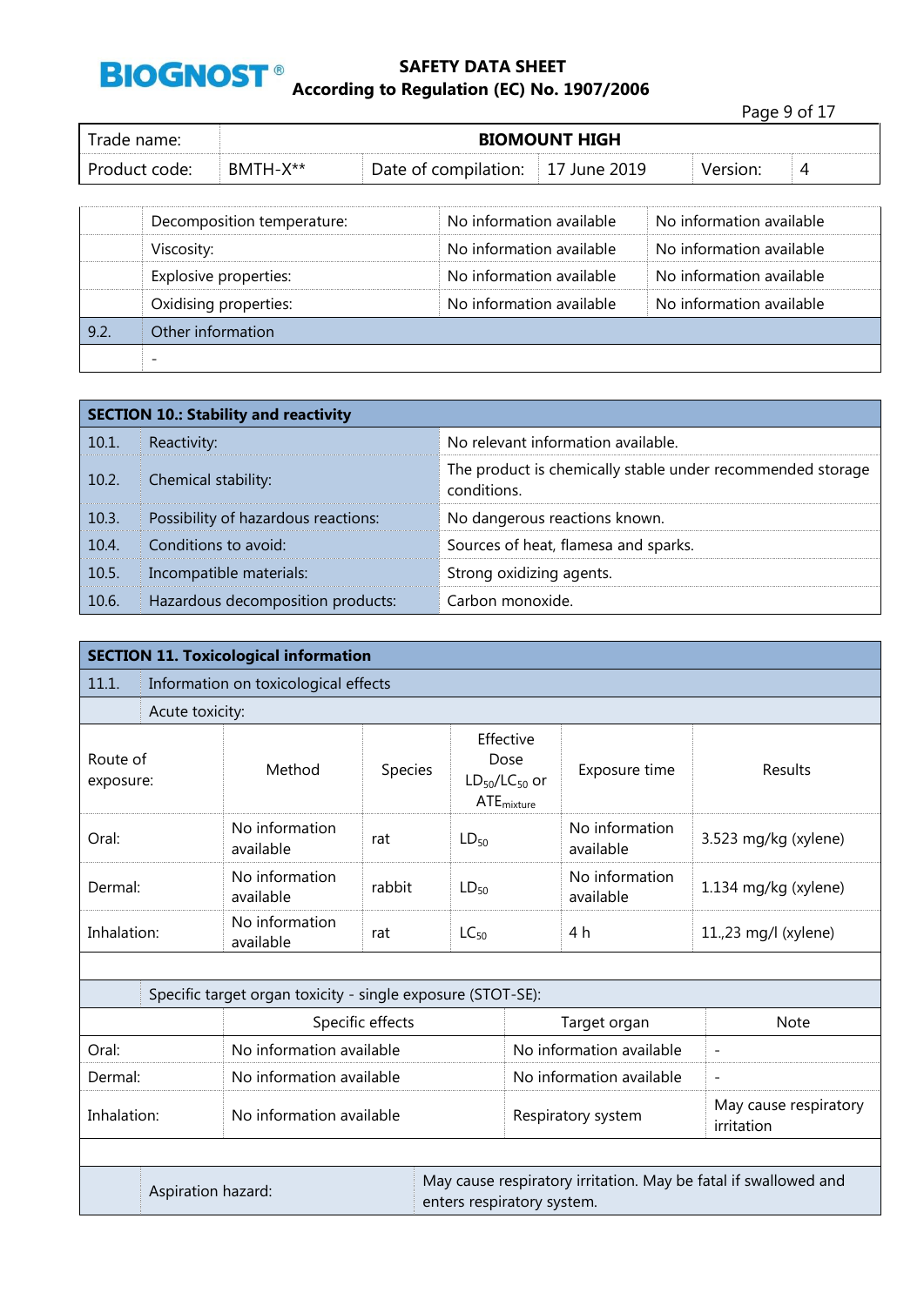| | | | |
|---|---|---|---|
| | Decomposition temperature: | No information available | No information available |
| | Viscosity: | No information available | No information available |
| | Explosive properties: | No information available | No information available |
| | Oxidising properties: | No information available | No information available |
| 9.2. | Other information | | |
| | - | | |

| SECTION 10.: Stability and reactivity | | |
|---|---|---|
| 10.1. | Reactivity: | No relevant information available. |
| 10.2. | Chemical stability: | The product is chemically stable under recommended storage conditions. |
| 10.3. | Possibility of hazardous reactions: | No dangerous reactions known. |
| 10.4. | Conditions to avoid: | Sources of heat, flamesa and sparks. |
| 10.5. | Incompatible materials: | Strong oxidizing agents. |
| 10.6. | Hazardous decomposition products: | Carbon monoxide. |

## SECTION 11. Toxicological information

11.1. Information on toxicological effects

Acute toxicity:

| Route of exposure: | Method | Species | Effective Dose $LD_{50}/LC_{50}$ or $ATE_{mixture}$ | Exposure time | Results |
|---|---|---|---|---|---|
| Oral: | No information available | rat | $LD_{50}$ | No information available | 3.523 mg/kg (xylene) |
| Dermal: | No information available | rabbit | $LD_{50}$ | No information available | 1.134 mg/kg (xylene) |
| Inhalation: | No information available | rat | $LC_{50}$ | 4 h | 11.,23 mg/l (xylene) |

Specific target organ toxicity - single exposure (STOT-SE):

| | Specific effects | Target organ | Note |
|---|---|---|---|
| Oral: | No information available | No information available | - |
| Dermal: | No information available | No information available | - |
| Inhalation: | No information available | Respiratory system | May cause respiratory irritation |

| Aspiration hazard: | May cause respiratory irritation. May be fatal if swallowed and enters respiratory system. |
|---|---|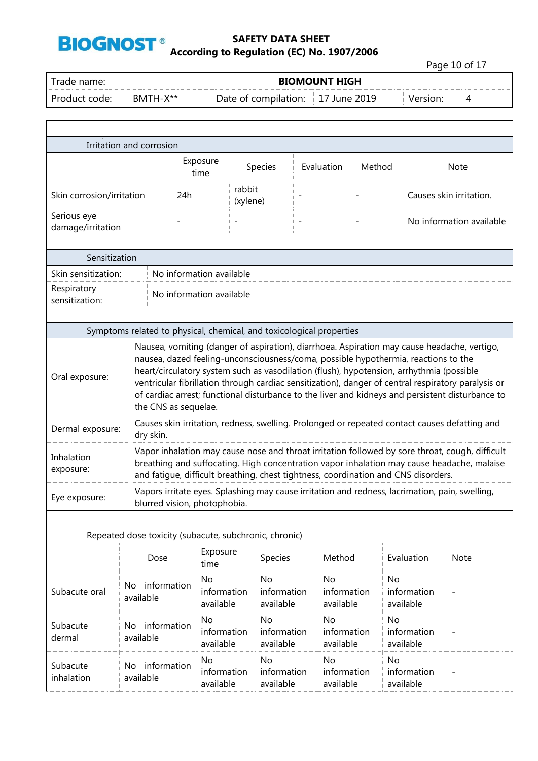### Irritation and corrosion

| | Exposure time | Species | Evaluation | Method | Note |
|---|---|---|---|---|---|
| Skin corrosion/irritation | 24h | rabbit (xylene) | - | - | Causes skin irritation. |
| Serious eye damage/irritation | - | - | - | - | No information available |

### Sensitization

| | |
|---|---|
| Skin sensitization: | No information available |
| Respiratory sensitization: | No information available |

### Symptoms related to physical, chemical, and toxicological properties

| | |
|---|---|
| Oral exposure: | Nausea, vomiting (danger of aspiration), diarrhoea. Aspiration may cause headache, vertigo, nausea, dazed feeling-unconsciousness/coma, possible hypothermia, reactions to the heart/circulatory system such as vasodilation (flush), hypotension, arrhythmia (possible ventricular fibrillation through cardiac sensitization), danger of central respiratory paralysis or of cardiac arrest; functional disturbance to the liver and kidneys and persistent disturbance to the CNS as sequelae. |
| Dermal exposure: | Causes skin irritation, redness, swelling. Prolonged or repeated contact causes defatting and dry skin. |
| Inhalation exposure: | Vapor inhalation may cause nose and throat irritation followed by sore throat, cough, difficult breathing and suffocating. High concentration vapor inhalation may cause headache, malaise and fatigue, difficult breathing, chest tightness, coordination and CNS disorders. |
| Eye exposure: | Vapors irritate eyes. Splashing may cause irritation and redness, lacrimation, pain, swelling, blurred vision, photophobia. |

### Repeated dose toxicity (subacute, subchronic, chronic)

| | Dose | Exposure time | Species | Method | Evaluation | Note |
|---|---|---|---|---|---|---|
| Subacute oral | No information available | No information available | No information available | No information available | No information available | - |
| Subacute dermal | No information available | No information available | No information available | No information available | No information available | - |
| Subacute inhalation | No information available | No information available | No information available | No information available | No information available | - |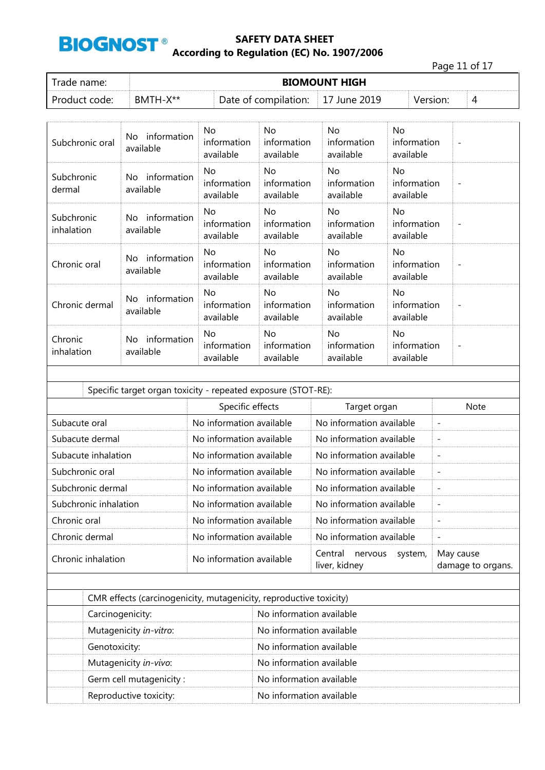| | | | | | | |
|---|---|---|---|---|---|---|
| Subchronic oral | No information available | No information available | No information available | No information available | No information available | - |
| Subchronic dermal | No information available | No information available | No information available | No information available | No information available | - |
| Subchronic inhalation | No information available | No information available | No information available | No information available | No information available | - |
| Chronic oral | No information available | No information available | No information available | No information available | No information available | - |
| Chronic dermal | No information available | No information available | No information available | No information available | No information available | - |
| Chronic inhalation | No information available | No information available | No information available | No information available | No information available | - |

Specific target organ toxicity - repeated exposure (STOT-RE):

| | Specific effects | Target organ | Note |
|---|---|---|---|
| Subacute oral | No information available | No information available | - |
| Subacute dermal | No information available | No information available | - |
| Subacute inhalation | No information available | No information available | - |
| Subchronic oral | No information available | No information available | - |
| Subchronic dermal | No information available | No information available | - |
| Subchronic inhalation | No information available | No information available | - |
| Chronic oral | No information available | No information available | - |
| Chronic dermal | No information available | No information available | - |
| Chronic inhalation | No information available | Central nervous system, liver, kidney | May cause damage to organs. |

CMR effects (carcinogenicity, mutagenicity, reproductive toxicity)

| | |
|---|---|
| Carcinogenicity: | No information available |
| Mutagenicity *in-vitro*: | No information available |
| Genotoxicity: | No information available |
| Mutagenicity *in-vivo*: | No information available |
| Germ cell mutagenicity : | No information available |
| Reproductive toxicity: | No information available |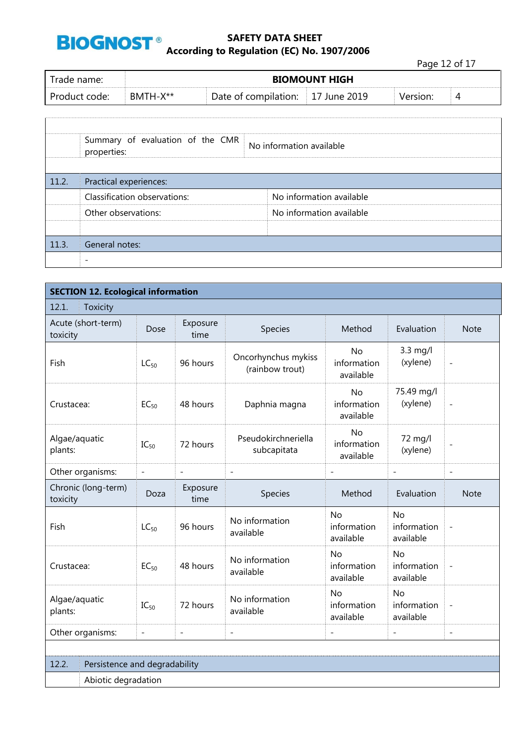| | | |
|---|---|---|
| | Summary of evaluation of the CMR properties: | No information available |
| | | |
| **11.2.** | **Practical experiences:** | |
| | Classification observations: | No information available |
| | Other observations: | No information available |
| | | |
| **11.3.** | **General notes:** | |
| | - | |

## SECTION 12. Ecological information

### 12.1. Toxicity

| Acute (short-term) toxicity | Dose | Exposure time | Species | Method | Evaluation | Note |
|---|---|---|---|---|---|---|
| Fish | $LC_{50}$ | 96 hours | Oncorhynchus mykiss (rainbow trout) | No information available | 3.3 mg/l (xylene) | - |
| Crustacea: | $EC_{50}$ | 48 hours | Daphnia magna | No information available | 75.49 mg/l (xylene) | - |
| Algae/aquatic plants: | $IC_{50}$ | 72 hours | Pseudokirchneriella subcapitata | No information available | 72 mg/l (xylene) | - |
| Other organisms: | - | - | - | - | - | - |

| Chronic (long-term) toxicity | Doza | Exposure time | Species | Method | Evaluation | Note |
|---|---|---|---|---|---|---|
| Fish | $LC_{50}$ | 96 hours | No information available | No information available | No information available | - |
| Crustacea: | $EC_{50}$ | 48 hours | No information available | No information available | No information available | - |
| Algae/aquatic plants: | $IC_{50}$ | 72 hours | No information available | No information available | No information available | - |
| Other organisms: | - | - | - | - | - | - |

### 12.2. Persistence and degradability

Abiotic degradation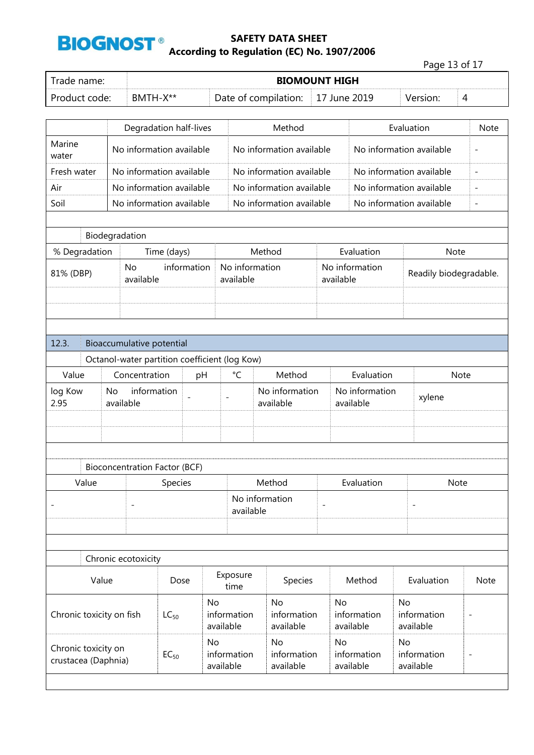| | Degradation half-lives | Method | Evaluation | Note |
|---|---|---|---|---|
| Marine water | No information available | No information available | No information available | - |
| Fresh water | No information available | No information available | No information available | - |
| Air | No information available | No information available | No information available | - |
| Soil | No information available | No information available | No information available | - |

Biodegradation

| % Degradation | Time (days) | Method | Evaluation | Note |
|---|---|---|---|---|
| 81% (DBP) | No information available | No information available | No information available | Readily biodegradable. |

## 12.3. Bioaccumulative potential

Octanol-water partition coefficient (log Kow)

| Value | Concentration | pH | °C | Method | Evaluation | Note |
|---|---|---|---|---|---|---|
| log Kow 2.95 | No information available | - | - | No information available | No information available | xylene |

Bioconcentration Factor (BCF)

| Value | Species | Method | Evaluation | Note |
|---|---|---|---|---|
| - | - | No information available | - | - |

Chronic ecotoxicity

| Value | Dose | Exposure time | Species | Method | Evaluation | Note |
|---|---|---|---|---|---|---|
| Chronic toxicity on fish | $LC_{50}$ | No information available | No information available | No information available | No information available | - |
| Chronic toxicity on crustacea (Daphnia) | $EC_{50}$ | No information available | No information available | No information available | No information available | - |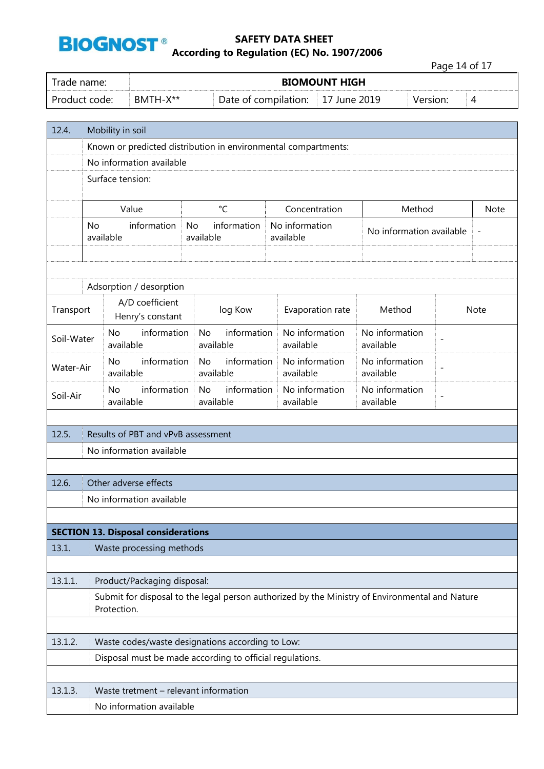| Trade name: | BIOMOUNT HIGH | | | | |
|---|---|---|---|---|---|
| Product code: | BMTH-X** | Date of compilation: | 17 June 2019 | Version: | 4 |

## 12.4. Mobility in soil

Known or predicted distribution in environmental compartments:

No information available

Surface tension:

| Value | °C | Concentration | Method | Note |
|---|---|---|---|---|
| No information available | No information available | No information available | No information available | - |
| | | | | |

Adsorption / desorption

| Transport | A/D coefficient Henry's constant | log Kow | Evaporation rate | Method | Note |
|---|---|---|---|---|---|
| Soil-Water | No information available | No information available | No information available | No information available | - |
| Water-Air | No information available | No information available | No information available | No information available | - |
| Soil-Air | No information available | No information available | No information available | No information available | - |

## 12.5. Results of PBT and vPvB assessment

No information available

## 12.6. Other adverse effects

No information available

# SECTION 13. Disposal considerations

## 13.1. Waste processing methods

### 13.1.1. Product/Packaging disposal:

Submit for disposal to the legal person authorized by the Ministry of Environmental and Nature Protection.

### 13.1.2. Waste codes/waste designations according to Low:

Disposal must be made according to official regulations.

### 13.1.3. Waste tretment – relevant information

No information available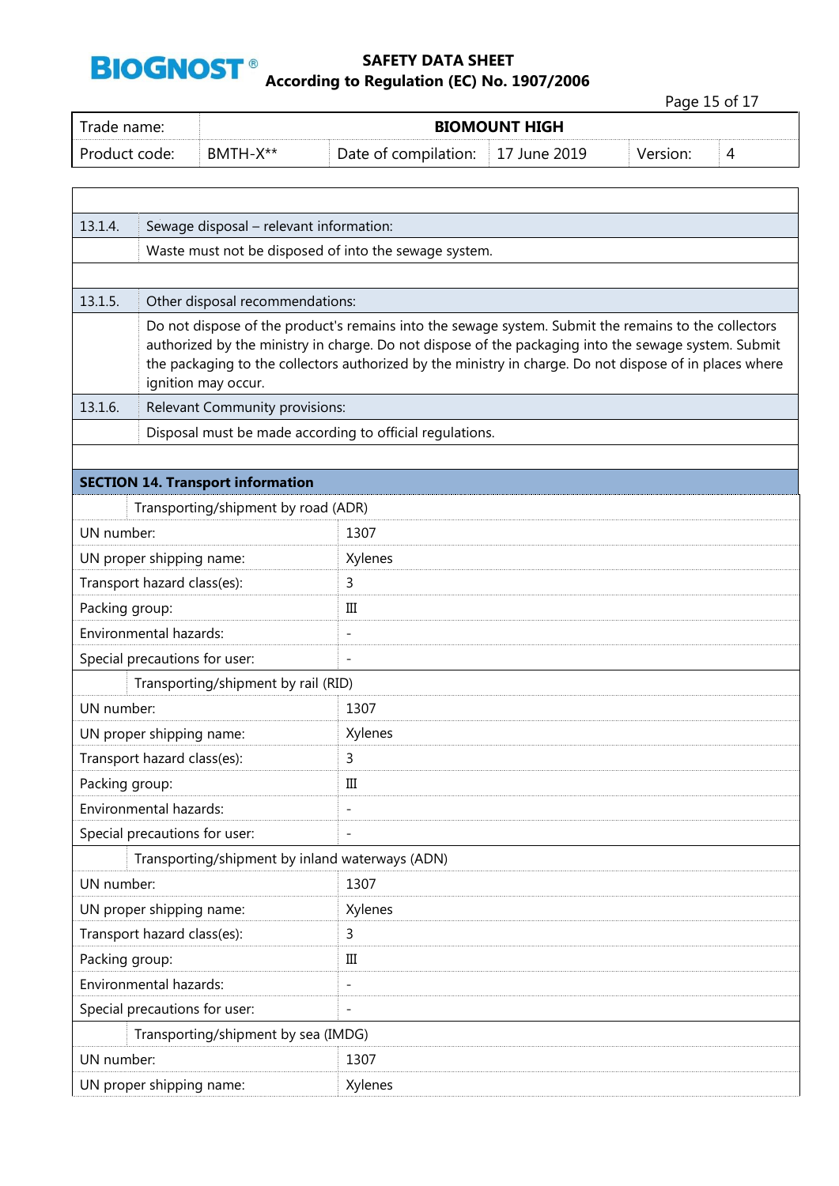| | |
|---|---|
| 13.1.4. | Sewage disposal – relevant information: |
| | Waste must not be disposed of into the sewage system. |
| | |
| 13.1.5. | Other disposal recommendations: |
| | Do not dispose of the product's remains into the sewage system. Submit the remains to the collectors authorized by the ministry in charge. Do not dispose of the packaging into the sewage system. Submit the packaging to the collectors authorized by the ministry in charge. Do not dispose of in places where ignition may occur. |
| 13.1.6. | Relevant Community provisions: |
| | Disposal must be made according to official regulations. |

## SECTION 14. Transport information

| Transporting/shipment by road (ADR) | |
|---|---|
| UN number: | 1307 |
| UN proper shipping name: | Xylenes |
| Transport hazard class(es): | 3 |
| Packing group: | III |
| Environmental hazards: | - |
| Special precautions for user: | - |
| **Transporting/shipment by rail (RID)** | |
| UN number: | 1307 |
| UN proper shipping name: | Xylenes |
| Transport hazard class(es): | 3 |
| Packing group: | III |
| Environmental hazards: | - |
| Special precautions for user: | - |
| **Transporting/shipment by inland waterways (ADN)** | |
| UN number: | 1307 |
| UN proper shipping name: | Xylenes |
| Transport hazard class(es): | 3 |
| Packing group: | III |
| Environmental hazards: | - |
| Special precautions for user: | - |
| **Transporting/shipment by sea (IMDG)** | |
| UN number: | 1307 |
| UN proper shipping name: | Xylenes |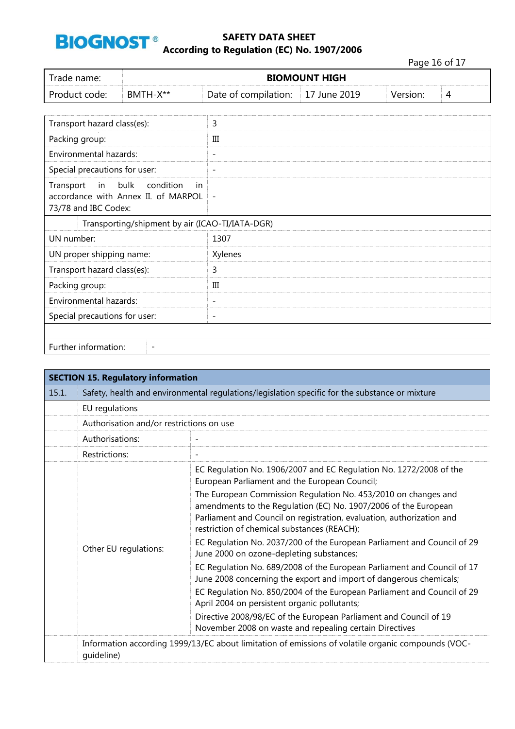| Trade name: | BIOMOUNT HIGH | | | | |
|---|---|---|---|---|---|
| Product code: | BMTH-X** | Date of compilation: | 17 June 2019 | Version: | 4 |

| | |
|---|---|
| Transport hazard class(es): | 3 |
| Packing group: | III |
| Environmental hazards: | - |
| Special precautions for user: | - |
| Transport in bulk condition in accordance with Annex II. of MARPOL 73/78 and IBC Codex: | - |
| **Transporting/shipment by air (ICAO-TI/IATA-DGR)** | |
| UN number: | 1307 |
| UN proper shipping name: | Xylenes |
| Transport hazard class(es): | 3 |
| Packing group: | III |
| Environmental hazards: | - |
| Special precautions for user: | - |
| | |
| Further information: | - |

## SECTION 15. Regulatory information

| | | |
|---|---|---|
| 15.1. | Safety, health and environmental regulations/legislation specific for the substance or mixture | |
| | EU regulations | |
| | Authorisation and/or restrictions on use | |
| | Authorisations: | - |
| | Restrictions: | - |
| | Other EU regulations: | EC Regulation No. 1906/2007 and EC Regulation No. 1272/2008 of the European Parliament and the European Council;<br>The European Commission Regulation No. 453/2010 on changes and amendments to the Regulation (EC) No. 1907/2006 of the European Parliament and Council on registration, evaluation, authorization and restriction of chemical substances (REACH);<br>EC Regulation No. 2037/200 of the European Parliament and Council of 29 June 2000 on ozone-depleting substances;<br>EC Regulation No. 689/2008 of the European Parliament and Council of 17 June 2008 concerning the export and import of dangerous chemicals;<br>EC Regulation No. 850/2004 of the European Parliament and Council of 29 April 2004 on persistent organic pollutants;<br>Directive 2008/98/EC of the European Parliament and Council of 19 November 2008 on waste and repealing certain Directives |
| | Information according 1999/13/EC about limitation of emissions of volatile organic compounds (VOC-guideline) | |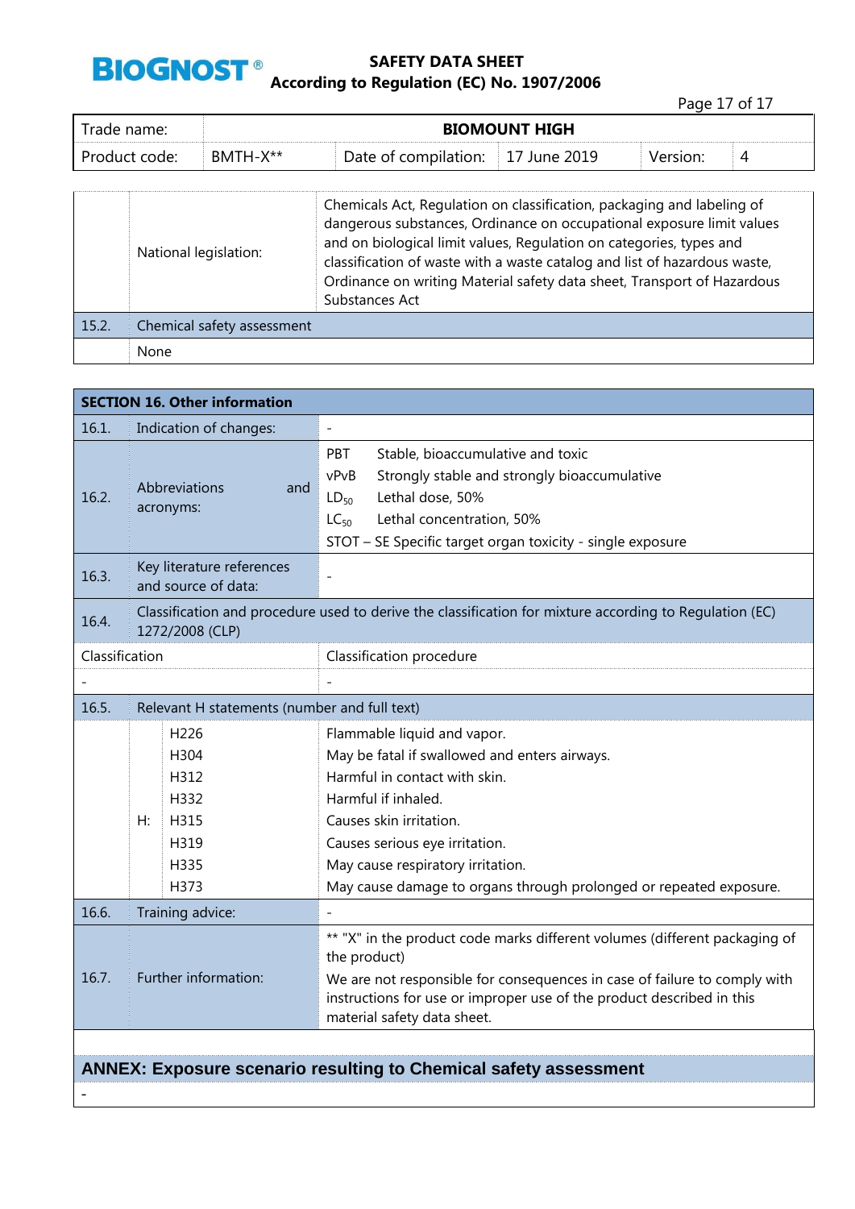| | | |
|---|---|---|
| Trade name: | BIOMOUNT HIGH | |
| Product code: | BMTH-X** | Date of compilation: 17 June 2019 | Version: 4 |

| | | |
|---|---|---|
| | National legislation: | Chemicals Act, Regulation on classification, packaging and labeling of dangerous substances, Ordinance on occupational exposure limit values and on biological limit values, Regulation on categories, types and classification of waste with a waste catalog and list of hazardous waste, Ordinance on writing Material safety data sheet, Transport of Hazardous Substances Act |
| 15.2. | Chemical safety assessment | |
| | None | |

## SECTION 16. Other information

| | | |
|---|---|---|
| 16.1. | Indication of changes: | - |
| 16.2. | Abbreviations and acronyms: | PBT Stable, bioaccumulative and toxic<br>vPvB Strongly stable and strongly bioaccumulative<br>$LD_{50}$ Lethal dose, 50%<br>$LC_{50}$ Lethal concentration, 50%<br>STOT – SE Specific target organ toxicity - single exposure |
| 16.3. | Key literature references and source of data: | - |
| 16.4. | Classification and procedure used to derive the classification for mixture according to Regulation (EC) 1272/2008 (CLP) | |

| Classification | Classification procedure |
|---|---|
| - | - |

**16.5. Relevant H statements (number and full text)**

| | | |
|---|---|---|
| H: | H226 | Flammable liquid and vapor. |
| | H304 | May be fatal if swallowed and enters airways. |
| | H312 | Harmful in contact with skin. |
| | H332 | Harmful if inhaled. |
| | H315 | Causes skin irritation. |
| | H319 | Causes serious eye irritation. |
| | H335 | May cause respiratory irritation. |
| | H373 | May cause damage to organs through prolonged or repeated exposure. |

| | | |
|---|---|---|
| 16.6. | Training advice: | - |
| 16.7. | Further information: | ** "X" in the product code marks different volumes (different packaging of the product)<br>We are not responsible for consequences in case of failure to comply with instructions for use or improper use of the product described in this material safety data sheet. |

## ANNEX: Exposure scenario resulting to Chemical safety assessment

-